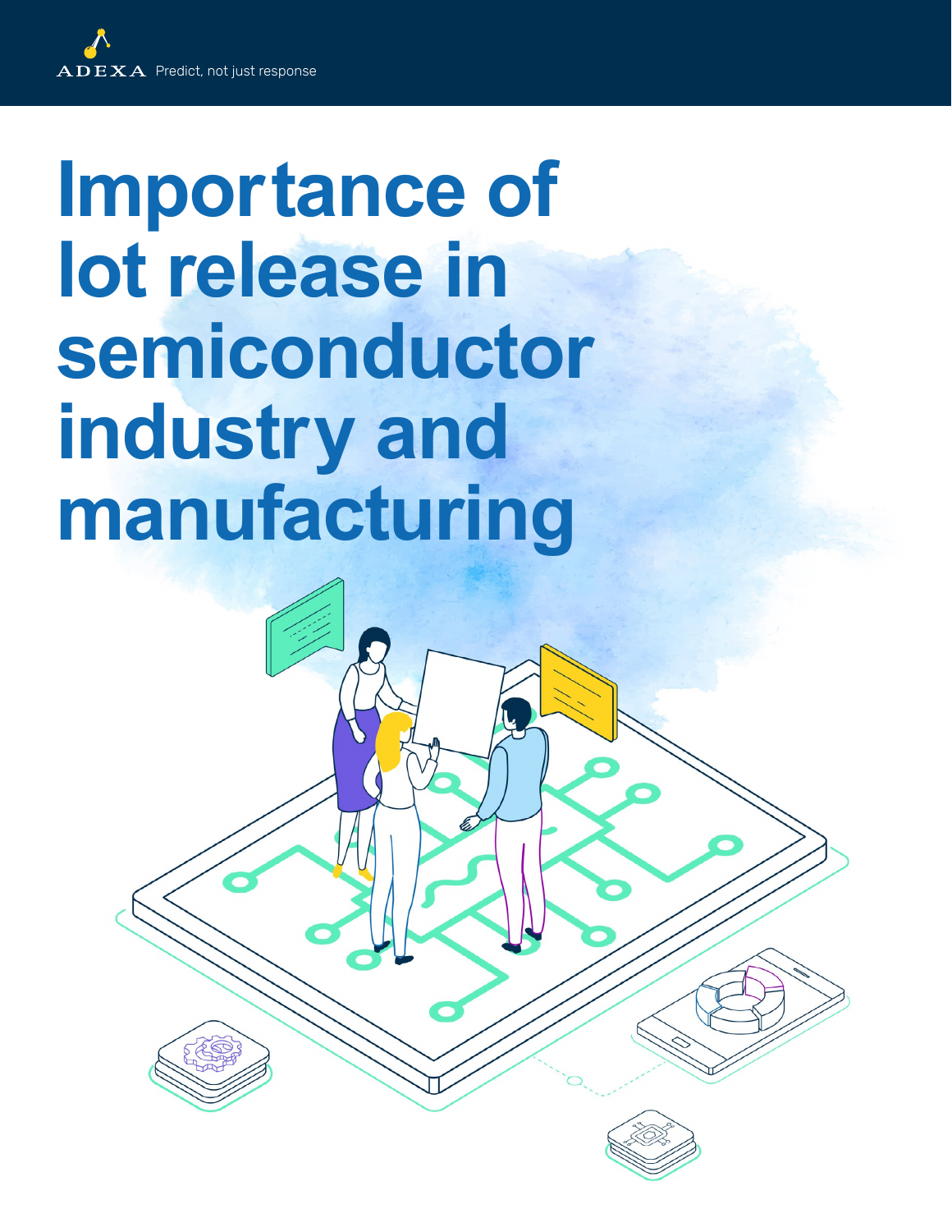ADEXA Predict, not just response

# Importance of lot release in semiconductor industry and manufacturing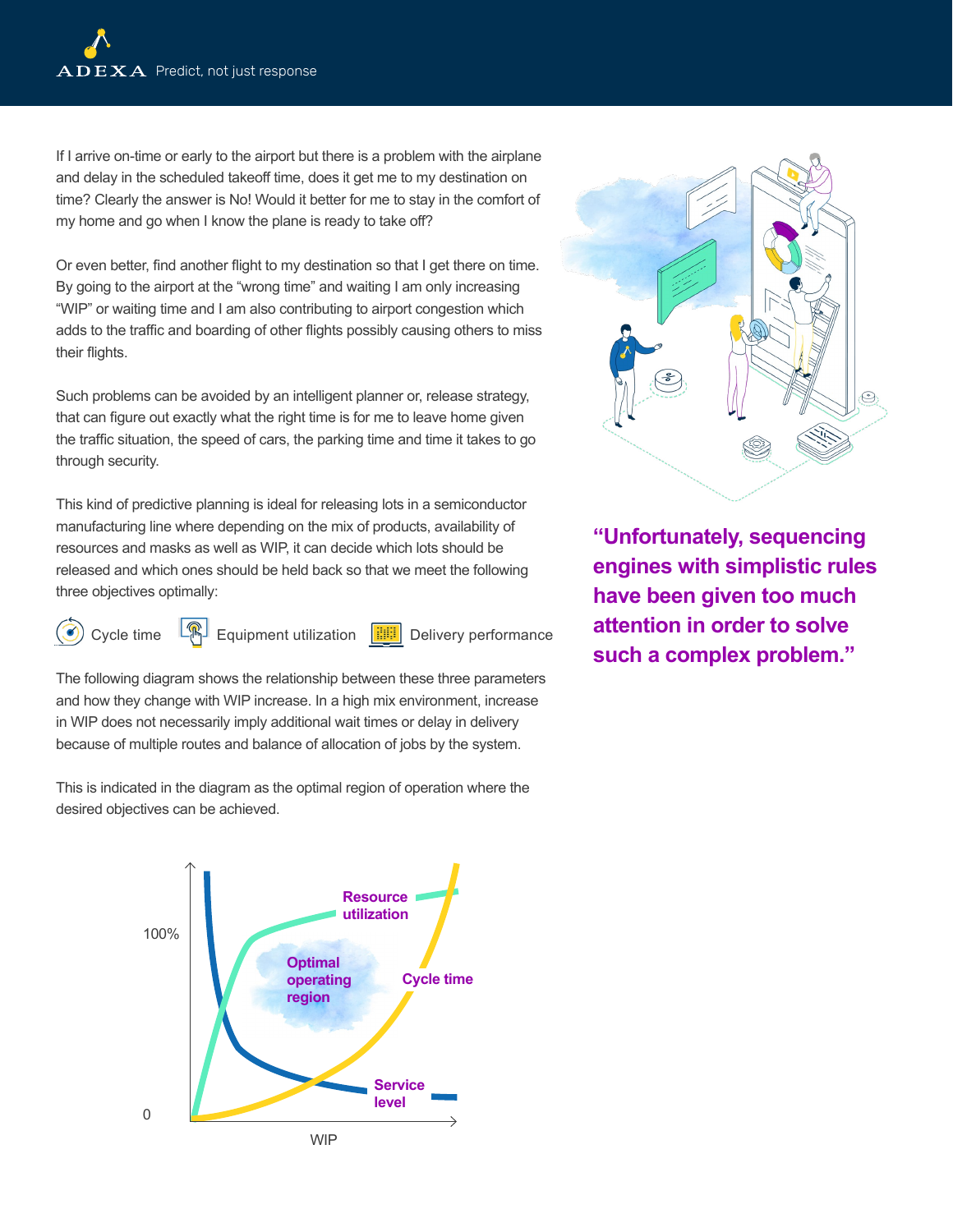If I arrive on-time or early to the airport but there is a problem with the airplane and delay in the scheduled takeoff time, does it get me to my destination on time? Clearly the answer is No! Would it better for me to stay in the comfort of my home and go when I know the plane is ready to take off?

Or even better, find another flight to my destination so that I get there on time. By going to the airport at the "wrong time" and waiting I am only increasing "WIP" or waiting time and I am also contributing to airport congestion which adds to the traffic and boarding of other flights possibly causing others to miss their flights.

Such problems can be avoided by an intelligent planner or, release strategy, that can figure out exactly what the right time is for me to leave home given the traffic situation, the speed of cars, the parking time and time it takes to go through security.

This kind of predictive planning is ideal for releasing lots in a semiconductor manufacturing line where depending on the mix of products, availability of resources and masks as well as WIP, it can decide which lots should be released and which ones should be held back so that we meet the following three objectives optimally:

Cycle time    Equipment utilization    Delivery performance

The following diagram shows the relationship between these three parameters and how they change with WIP increase. In a high mix environment, increase in WIP does not necessarily imply additional wait times or delay in delivery because of multiple routes and balance of allocation of jobs by the system.

This is indicated in the diagram as the optimal region of operation where the desired objectives can be achieved.

**"Unfortunately, sequencing engines with simplistic rules have been given too much attention in order to solve such a complex problem."**

100%

0

Resource utilization

Optimal operating region

Cycle time

Service level

WIP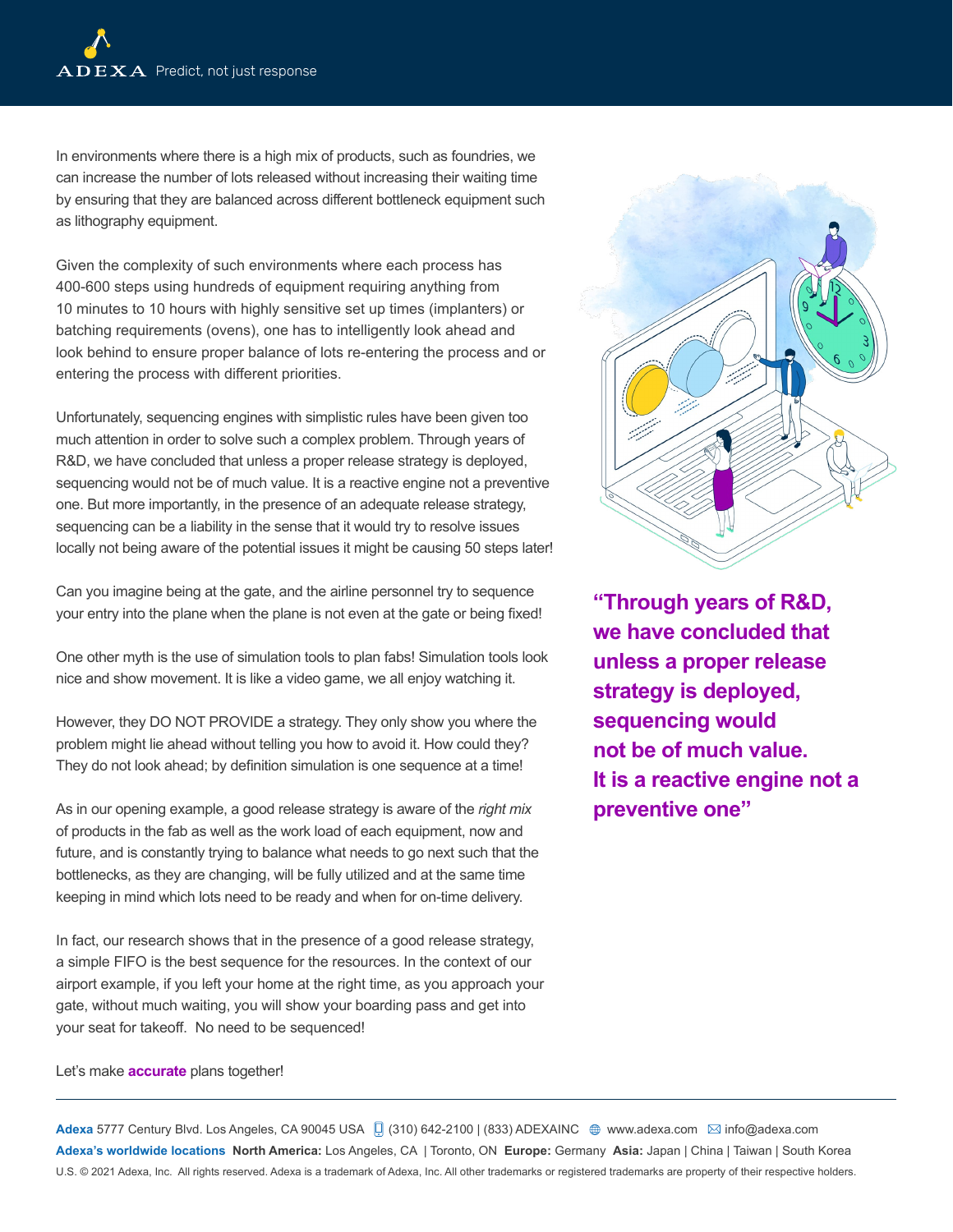In environments where there is a high mix of products, such as foundries, we can increase the number of lots released without increasing their waiting time by ensuring that they are balanced across different bottleneck equipment such as lithography equipment.

Given the complexity of such environments where each process has 400-600 steps using hundreds of equipment requiring anything from 10 minutes to 10 hours with highly sensitive set up times (implanters) or batching requirements (ovens), one has to intelligently look ahead and look behind to ensure proper balance of lots re-entering the process and or entering the process with different priorities.

Unfortunately, sequencing engines with simplistic rules have been given too much attention in order to solve such a complex problem. Through years of R&D, we have concluded that unless a proper release strategy is deployed, sequencing would not be of much value. It is a reactive engine not a preventive one. But more importantly, in the presence of an adequate release strategy, sequencing can be a liability in the sense that it would try to resolve issues locally not being aware of the potential issues it might be causing 50 steps later!

Can you imagine being at the gate, and the airline personnel try to sequence your entry into the plane when the plane is not even at the gate or being fixed!

One other myth is the use of simulation tools to plan fabs! Simulation tools look nice and show movement. It is like a video game, we all enjoy watching it.

However, they DO NOT PROVIDE a strategy. They only show you where the problem might lie ahead without telling you how to avoid it. How could they? They do not look ahead; by definition simulation is one sequence at a time!

As in our opening example, a good release strategy is aware of the *right mix* of products in the fab as well as the work load of each equipment, now and future, and is constantly trying to balance what needs to go next such that the bottlenecks, as they are changing, will be fully utilized and at the same time keeping in mind which lots need to be ready and when for on-time delivery.

In fact, our research shows that in the presence of a good release strategy, a simple FIFO is the best sequence for the resources. In the context of our airport example, if you left your home at the right time, as you approach your gate, without much waiting, you will show your boarding pass and get into your seat for takeoff. No need to be sequenced!

Let's make **accurate** plans together!

**"Through years of R&D, we have concluded that unless a proper release strategy is deployed, sequencing would not be of much value. It is a reactive engine not a preventive one"**

**Adexa** 5777 Century Blvd. Los Angeles, CA 90045 USA | (310) 642-2100 | (833) ADEXAINC | www.adexa.com | info@adexa.com

**Adexa's worldwide locations** **North America:** Los Angeles, CA | Toronto, ON **Europe:** Germany **Asia:** Japan | China | Taiwan | South Korea

U.S. © 2021 Adexa, Inc. All rights reserved. Adexa is a trademark of Adexa, Inc. All other trademarks or registered trademarks are property of their respective holders.